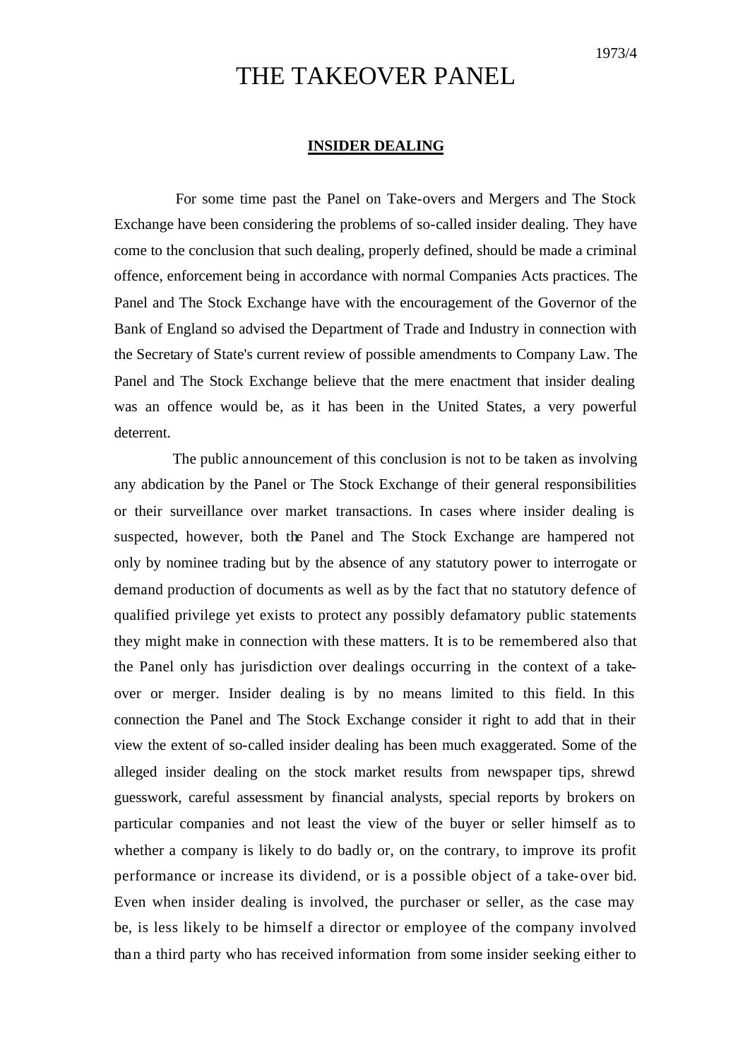1973/4

# THE TAKEOVER PANEL

## INSIDER DEALING

For some time past the Panel on Take-overs and Mergers and The Stock Exchange have been considering the problems of so-called insider dealing. They have come to the conclusion that such dealing, properly defined, should be made a criminal offence, enforcement being in accordance with normal Companies Acts practices. The Panel and The Stock Exchange have with the encouragement of the Governor of the Bank of England so advised the Department of Trade and Industry in connection with the Secretary of State's current review of possible amendments to Company Law. The Panel and The Stock Exchange believe that the mere enactment that insider dealing was an offence would be, as it has been in the United States, a very powerful deterrent.

The public announcement of this conclusion is not to be taken as involving any abdication by the Panel or The Stock Exchange of their general responsibilities or their surveillance over market transactions. In cases where insider dealing is suspected, however, both the Panel and The Stock Exchange are hampered not only by nominee trading but by the absence of any statutory power to interrogate or demand production of documents as well as by the fact that no statutory defence of qualified privilege yet exists to protect any possibly defamatory public statements they might make in connection with these matters. It is to be remembered also that the Panel only has jurisdiction over dealings occurring in the context of a take-over or merger. Insider dealing is by no means limited to this field. In this connection the Panel and The Stock Exchange consider it right to add that in their view the extent of so-called insider dealing has been much exaggerated. Some of the alleged insider dealing on the stock market results from newspaper tips, shrewd guesswork, careful assessment by financial analysts, special reports by brokers on particular companies and not least the view of the buyer or seller himself as to whether a company is likely to do badly or, on the contrary, to improve its profit performance or increase its dividend, or is a possible object of a take-over bid. Even when insider dealing is involved, the purchaser or seller, as the case may be, is less likely to be himself a director or employee of the company involved than a third party who has received information from some insider seeking either to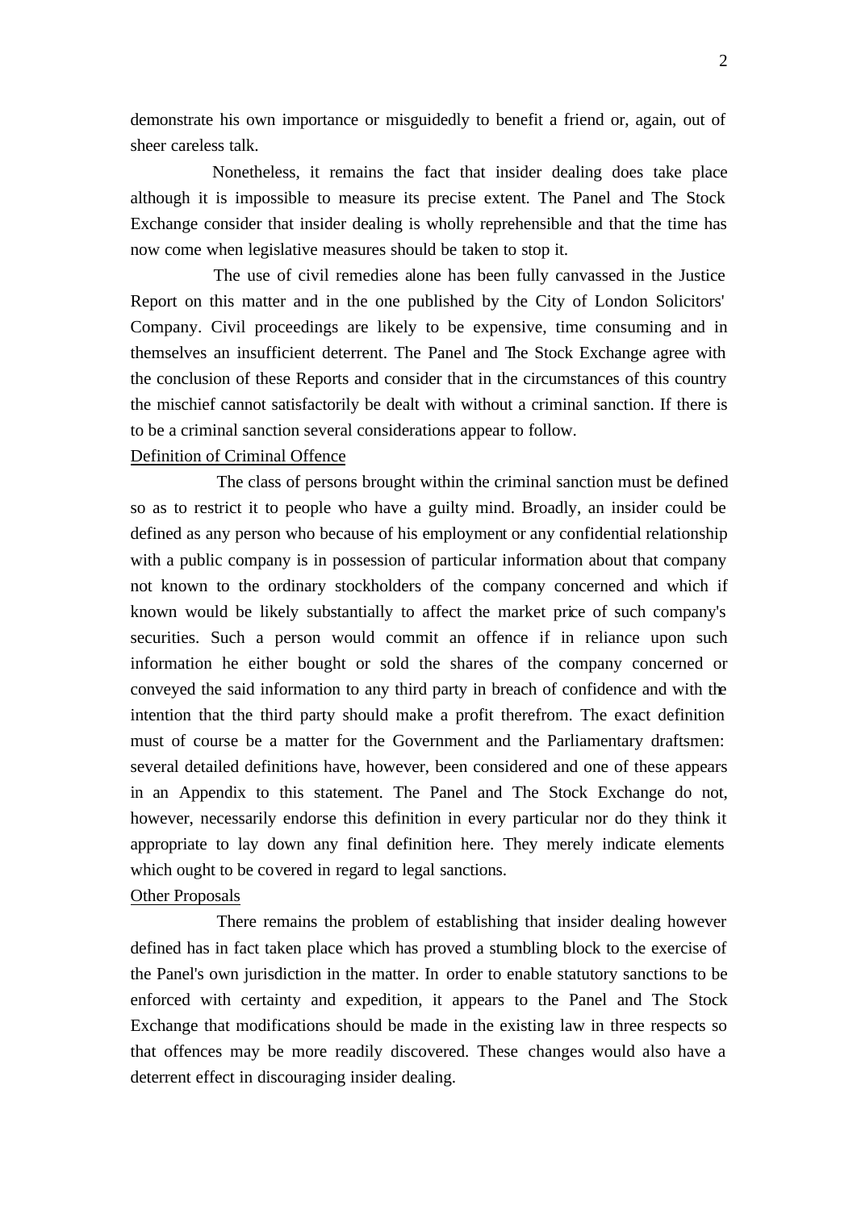demonstrate his own importance or misguidedly to benefit a friend or, again, out of sheer careless talk.

Nonetheless, it remains the fact that insider dealing does take place although it is impossible to measure its precise extent. The Panel and The Stock Exchange consider that insider dealing is wholly reprehensible and that the time has now come when legislative measures should be taken to stop it.

The use of civil remedies alone has been fully canvassed in the Justice Report on this matter and in the one published by the City of London Solicitors' Company. Civil proceedings are likely to be expensive, time consuming and in themselves an insufficient deterrent. The Panel and The Stock Exchange agree with the conclusion of these Reports and consider that in the circumstances of this country the mischief cannot satisfactorily be dealt with without a criminal sanction. If there is to be a criminal sanction several considerations appear to follow.

<u>Definition of Criminal Offence</u>

The class of persons brought within the criminal sanction must be defined so as to restrict it to people who have a guilty mind. Broadly, an insider could be defined as any person who because of his employment or any confidential relationship with a public company is in possession of particular information about that company not known to the ordinary stockholders of the company concerned and which if known would be likely substantially to affect the market price of such company's securities. Such a person would commit an offence if in reliance upon such information he either bought or sold the shares of the company concerned or conveyed the said information to any third party in breach of confidence and with the intention that the third party should make a profit therefrom. The exact definition must of course be a matter for the Government and the Parliamentary draftsmen: several detailed definitions have, however, been considered and one of these appears in an Appendix to this statement. The Panel and The Stock Exchange do not, however, necessarily endorse this definition in every particular nor do they think it appropriate to lay down any final definition here. They merely indicate elements which ought to be covered in regard to legal sanctions.

<u>Other Proposals</u>

There remains the problem of establishing that insider dealing however defined has in fact taken place which has proved a stumbling block to the exercise of the Panel's own jurisdiction in the matter. In order to enable statutory sanctions to be enforced with certainty and expedition, it appears to the Panel and The Stock Exchange that modifications should be made in the existing law in three respects so that offences may be more readily discovered. These changes would also have a deterrent effect in discouraging insider dealing.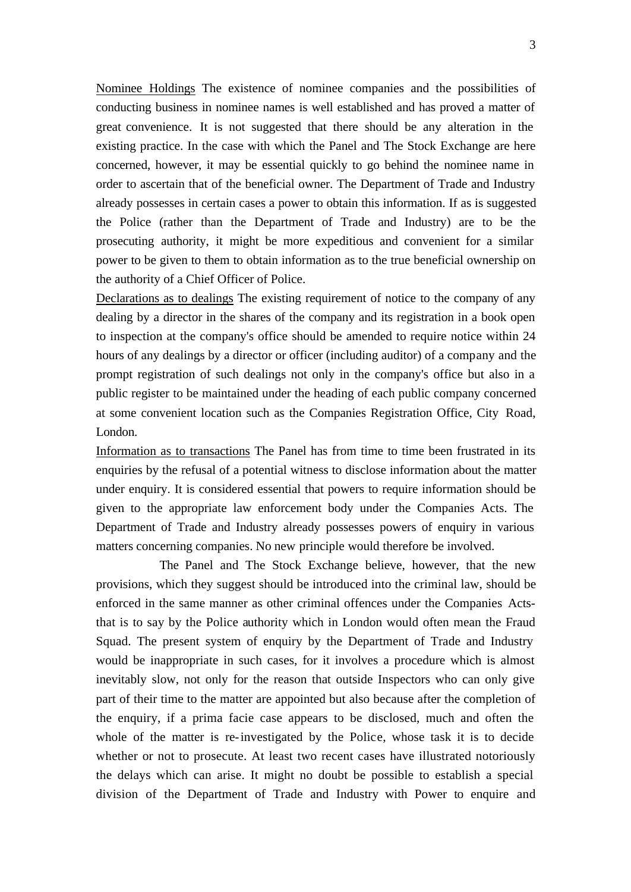Nominee Holdings The existence of nominee companies and the possibilities of conducting business in nominee names is well established and has proved a matter of great convenience. It is not suggested that there should be any alteration in the existing practice. In the case with which the Panel and The Stock Exchange are here concerned, however, it may be essential quickly to go behind the nominee name in order to ascertain that of the beneficial owner. The Department of Trade and Industry already possesses in certain cases a power to obtain this information. If as is suggested the Police (rather than the Department of Trade and Industry) are to be the prosecuting authority, it might be more expeditious and convenient for a similar power to be given to them to obtain information as to the true beneficial ownership on the authority of a Chief Officer of Police.

Declarations as to dealings The existing requirement of notice to the company of any dealing by a director in the shares of the company and its registration in a book open to inspection at the company's office should be amended to require notice within 24 hours of any dealings by a director or officer (including auditor) of a company and the prompt registration of such dealings not only in the company's office but also in a public register to be maintained under the heading of each public company concerned at some convenient location such as the Companies Registration Office, City Road, London.

Information as to transactions The Panel has from time to time been frustrated in its enquiries by the refusal of a potential witness to disclose information about the matter under enquiry. It is considered essential that powers to require information should be given to the appropriate law enforcement body under the Companies Acts. The Department of Trade and Industry already possesses powers of enquiry in various matters concerning companies. No new principle would therefore be involved.

The Panel and The Stock Exchange believe, however, that the new provisions, which they suggest should be introduced into the criminal law, should be enforced in the same manner as other criminal offences under the Companies Acts- that is to say by the Police authority which in London would often mean the Fraud Squad. The present system of enquiry by the Department of Trade and Industry would be inappropriate in such cases, for it involves a procedure which is almost inevitably slow, not only for the reason that outside Inspectors who can only give part of their time to the matter are appointed but also because after the completion of the enquiry, if a prima facie case appears to be disclosed, much and often the whole of the matter is re-investigated by the Police, whose task it is to decide whether or not to prosecute. At least two recent cases have illustrated notoriously the delays which can arise. It might no doubt be possible to establish a special division of the Department of Trade and Industry with Power to enquire and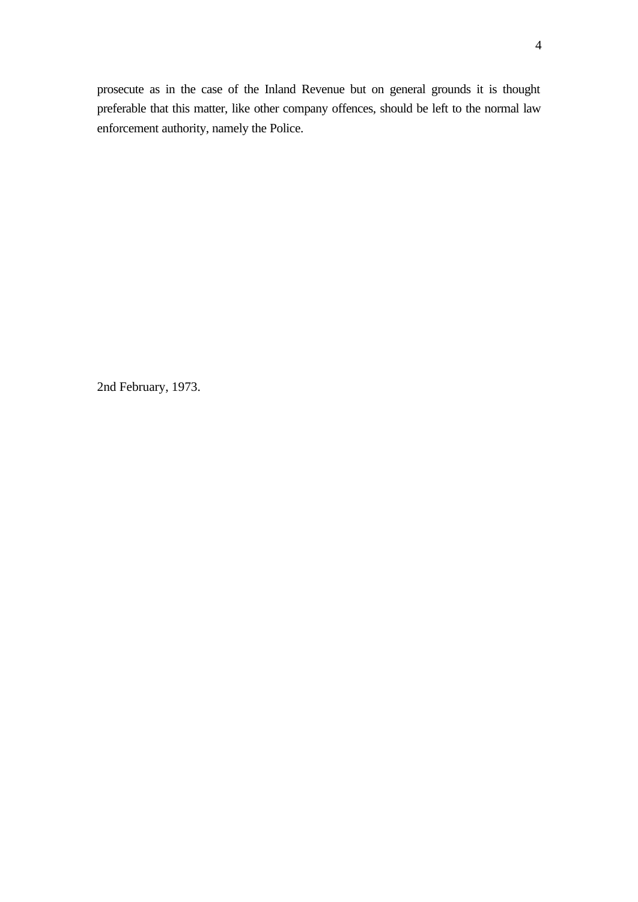prosecute as in the case of the Inland Revenue but on general grounds it is thought preferable that this matter, like other company offences, should be left to the normal law enforcement authority, namely the Police.

2nd February, 1973.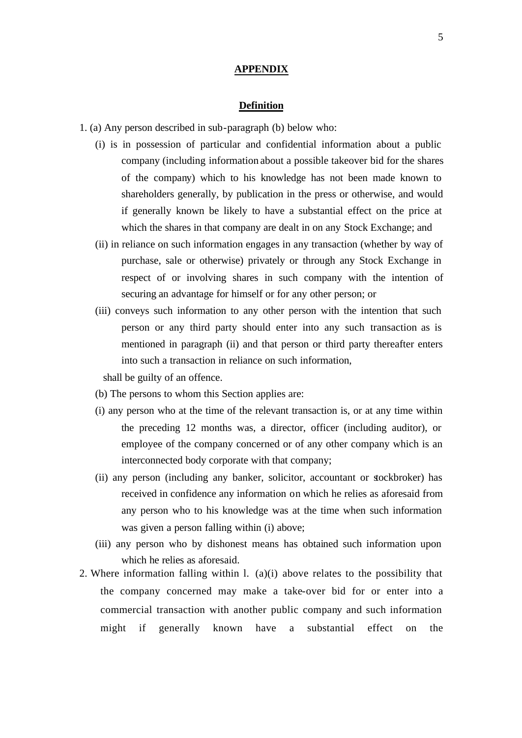## APPENDIX

### Definition

1. (a) Any person described in sub-paragraph (b) below who:

   (i) is in possession of particular and confidential information about a public company (including information about a possible takeover bid for the shares of the company) which to his knowledge has not been made known to shareholders generally, by publication in the press or otherwise, and would if generally known be likely to have a substantial effect on the price at which the shares in that company are dealt in on any Stock Exchange; and

   (ii) in reliance on such information engages in any transaction (whether by way of purchase, sale or otherwise) privately or through any Stock Exchange in respect of or involving shares in such company with the intention of securing an advantage for himself or for any other person; or

   (iii) conveys such information to any other person with the intention that such person or any third party should enter into any such transaction as is mentioned in paragraph (ii) and that person or third party thereafter enters into such a transaction in reliance on such information,

   shall be guilty of an offence.

   (b) The persons to whom this Section applies are:

   (i) any person who at the time of the relevant transaction is, or at any time within the preceding 12 months was, a director, officer (including auditor), or employee of the company concerned or of any other company which is an interconnected body corporate with that company;

   (ii) any person (including any banker, solicitor, accountant or stockbroker) has received in confidence any information on which he relies as aforesaid from any person who to his knowledge was at the time when such information was given a person falling within (i) above;

   (iii) any person who by dishonest means has obtained such information upon which he relies as aforesaid.

2. Where information falling within l. (a)(i) above relates to the possibility that the company concerned may make a take-over bid for or enter into a commercial transaction with another public company and such information might if generally known have a substantial effect on the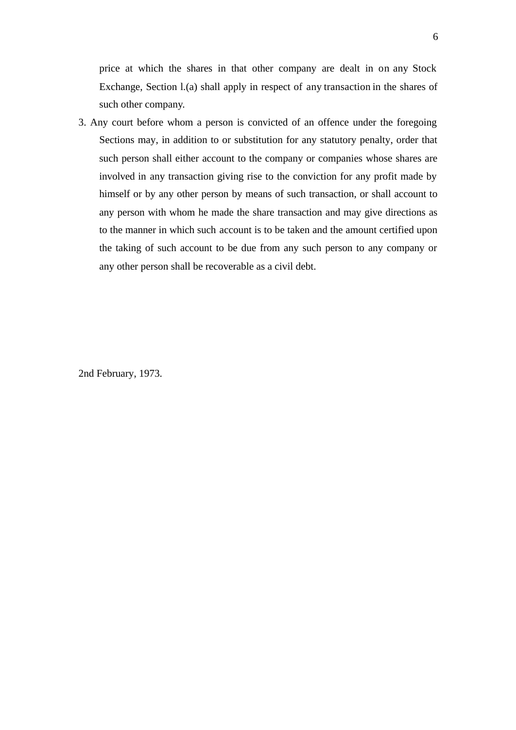price at which the shares in that other company are dealt in on any Stock Exchange, Section l.(a) shall apply in respect of any transaction in the shares of such other company.

3. Any court before whom a person is convicted of an offence under the foregoing Sections may, in addition to or substitution for any statutory penalty, order that such person shall either account to the company or companies whose shares are involved in any transaction giving rise to the conviction for any profit made by himself or by any other person by means of such transaction, or shall account to any person with whom he made the share transaction and may give directions as to the manner in which such account is to be taken and the amount certified upon the taking of such account to be due from any such person to any company or any other person shall be recoverable as a civil debt.

2nd February, 1973.